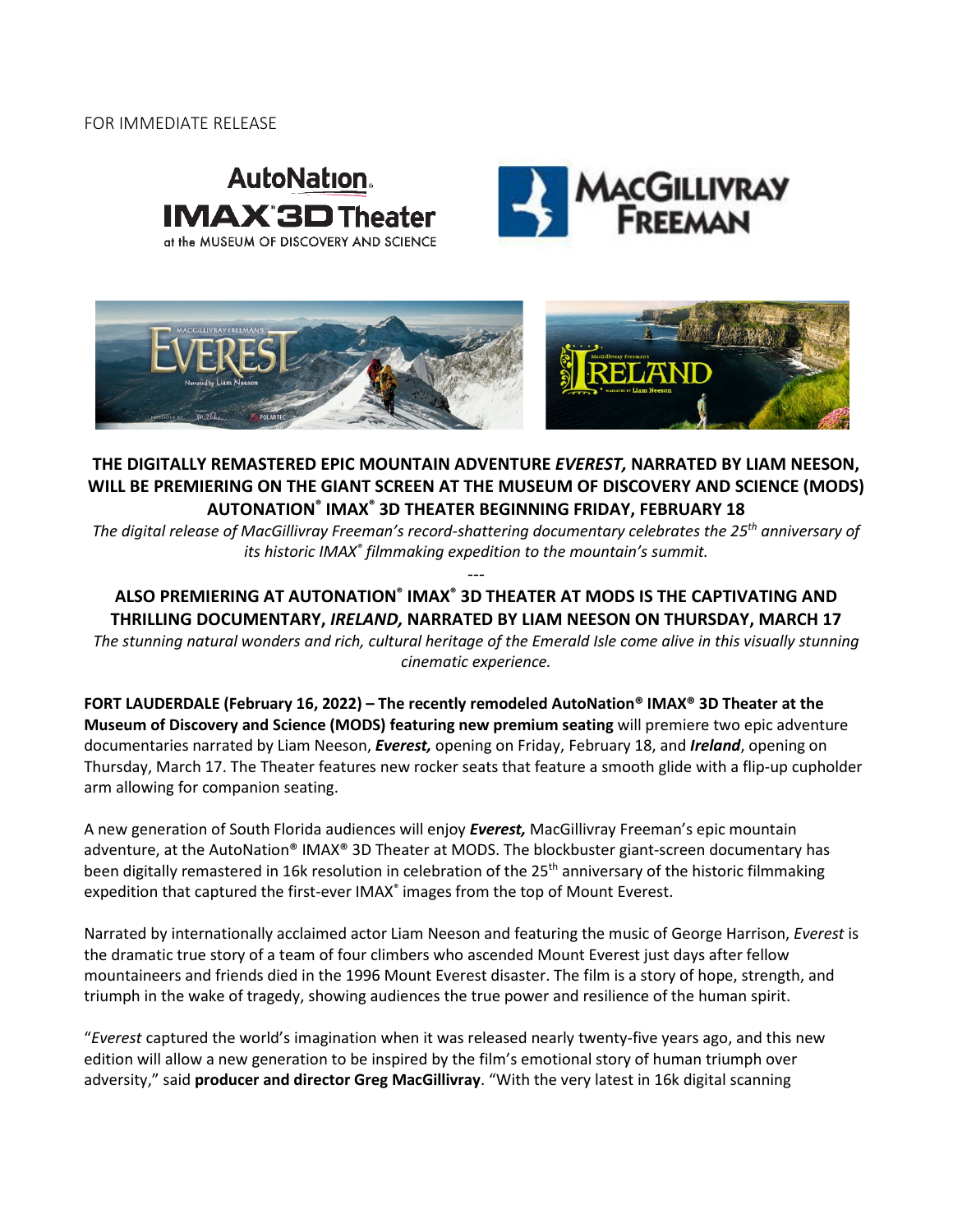FOR IMMEDIATE RELEASE

**THE DIGITALLY REMASTERED EPIC MOUNTAIN ADVENTURE *EVEREST,* NARRATED BY LIAM NEESON, WILL BE PREMIERING ON THE GIANT SCREEN AT THE MUSEUM OF DISCOVERY AND SCIENCE (MODS) AUTONATION® IMAX® 3D THEATER BEGINNING FRIDAY, FEBRUARY 18**

*The digital release of MacGillivray Freeman's record-shattering documentary celebrates the 25th anniversary of its historic IMAX® filmmaking expedition to the mountain's summit.*

---

**ALSO PREMIERING AT AUTONATION® IMAX® 3D THEATER AT MODS IS THE CAPTIVATING AND THRILLING DOCUMENTARY, *IRELAND,* NARRATED BY LIAM NEESON ON THURSDAY, MARCH 17**

*The stunning natural wonders and rich, cultural heritage of the Emerald Isle come alive in this visually stunning cinematic experience.*

**FORT LAUDERDALE (February 16, 2022) – The recently remodeled AutoNation® IMAX® 3D Theater at the Museum of Discovery and Science (MODS) featuring new premium seating** will premiere two epic adventure documentaries narrated by Liam Neeson, ***Everest,*** opening on Friday, February 18, and ***Ireland***, opening on Thursday, March 17. The Theater features new rocker seats that feature a smooth glide with a flip-up cupholder arm allowing for companion seating.

A new generation of South Florida audiences will enjoy ***Everest,*** MacGillivray Freeman's epic mountain adventure, at the AutoNation® IMAX® 3D Theater at MODS. The blockbuster giant-screen documentary has been digitally remastered in 16k resolution in celebration of the 25th anniversary of the historic filmmaking expedition that captured the first-ever IMAX® images from the top of Mount Everest.

Narrated by internationally acclaimed actor Liam Neeson and featuring the music of George Harrison, *Everest* is the dramatic true story of a team of four climbers who ascended Mount Everest just days after fellow mountaineers and friends died in the 1996 Mount Everest disaster. The film is a story of hope, strength, and triumph in the wake of tragedy, showing audiences the true power and resilience of the human spirit.

"*Everest* captured the world's imagination when it was released nearly twenty-five years ago, and this new edition will allow a new generation to be inspired by the film's emotional story of human triumph over adversity," said **producer and director Greg MacGillivray**. "With the very latest in 16k digital scanning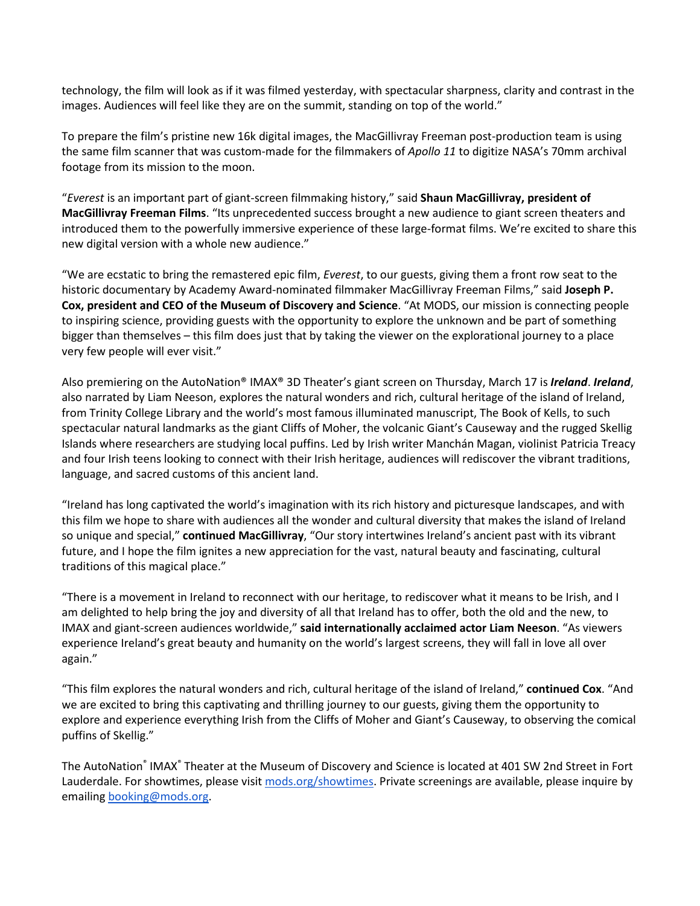technology, the film will look as if it was filmed yesterday, with spectacular sharpness, clarity and contrast in the images. Audiences will feel like they are on the summit, standing on top of the world."

To prepare the film's pristine new 16k digital images, the MacGillivray Freeman post-production team is using the same film scanner that was custom-made for the filmmakers of *Apollo 11* to digitize NASA's 70mm archival footage from its mission to the moon.

"*Everest* is an important part of giant-screen filmmaking history," said **Shaun MacGillivray, president of MacGillivray Freeman Films**. "Its unprecedented success brought a new audience to giant screen theaters and introduced them to the powerfully immersive experience of these large-format films. We're excited to share this new digital version with a whole new audience."

"We are ecstatic to bring the remastered epic film, *Everest*, to our guests, giving them a front row seat to the historic documentary by Academy Award-nominated filmmaker MacGillivray Freeman Films," said **Joseph P. Cox, president and CEO of the Museum of Discovery and Science**. "At MODS, our mission is connecting people to inspiring science, providing guests with the opportunity to explore the unknown and be part of something bigger than themselves – this film does just that by taking the viewer on the explorational journey to a place very few people will ever visit."

Also premiering on the AutoNation® IMAX® 3D Theater's giant screen on Thursday, March 17 is ***Ireland***. ***Ireland***, also narrated by Liam Neeson, explores the natural wonders and rich, cultural heritage of the island of Ireland, from Trinity College Library and the world's most famous illuminated manuscript, The Book of Kells, to such spectacular natural landmarks as the giant Cliffs of Moher, the volcanic Giant's Causeway and the rugged Skellig Islands where researchers are studying local puffins. Led by Irish writer Manchán Magan, violinist Patricia Treacy and four Irish teens looking to connect with their Irish heritage, audiences will rediscover the vibrant traditions, language, and sacred customs of this ancient land.

"Ireland has long captivated the world's imagination with its rich history and picturesque landscapes, and with this film we hope to share with audiences all the wonder and cultural diversity that makes the island of Ireland so unique and special," **continued MacGillivray**, "Our story intertwines Ireland's ancient past with its vibrant future, and I hope the film ignites a new appreciation for the vast, natural beauty and fascinating, cultural traditions of this magical place."

"There is a movement in Ireland to reconnect with our heritage, to rediscover what it means to be Irish, and I am delighted to help bring the joy and diversity of all that Ireland has to offer, both the old and the new, to IMAX and giant-screen audiences worldwide," **said internationally acclaimed actor Liam Neeson**. "As viewers experience Ireland's great beauty and humanity on the world's largest screens, they will fall in love all over again."

"This film explores the natural wonders and rich, cultural heritage of the island of Ireland," **continued Cox**. "And we are excited to bring this captivating and thrilling journey to our guests, giving them the opportunity to explore and experience everything Irish from the Cliffs of Moher and Giant's Causeway, to observing the comical puffins of Skellig."

The AutoNation® IMAX® Theater at the Museum of Discovery and Science is located at 401 SW 2nd Street in Fort Lauderdale. For showtimes, please visit [mods.org/showtimes](mods.org/showtimes). Private screenings are available, please inquire by emailing [booking@mods.org](mailto:booking@mods.org).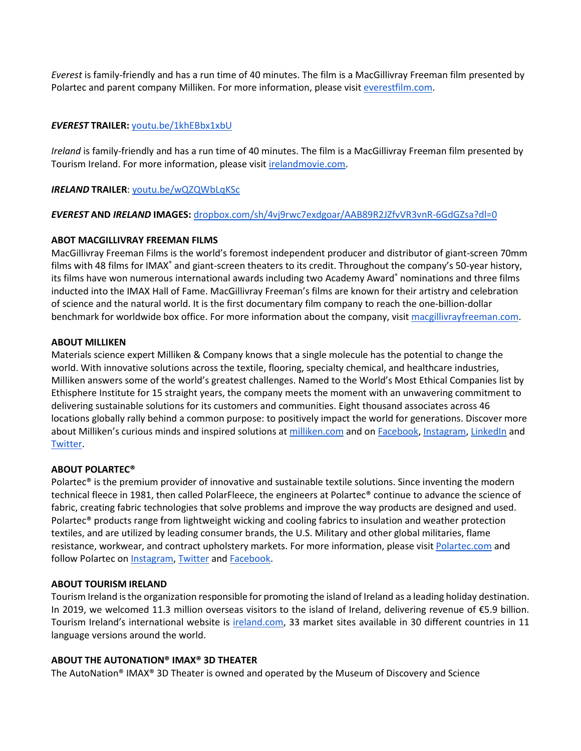*Everest* is family-friendly and has a run time of 40 minutes. The film is a MacGillivray Freeman film presented by Polartec and parent company Milliken. For more information, please visit [everestfilm.com](everestfilm.com).

***EVEREST* TRAILER:** [youtu.be/1khEBbx1xbU](youtu.be/1khEBbx1xbU)

*Ireland* is family-friendly and has a run time of 40 minutes. The film is a MacGillivray Freeman film presented by Tourism Ireland. For more information, please visit [irelandmovie.com](irelandmovie.com).

***IRELAND* TRAILER**: [youtu.be/wQZQWbLqKSc](youtu.be/wQZQWbLqKSc)

***EVEREST* AND *IRELAND* IMAGES:** [dropbox.com/sh/4vj9rwc7exdgoar/AAB89R2JZfvVR3vnR-6GdGZsa?dl=0](dropbox.com/sh/4vj9rwc7exdgoar/AAB89R2JZfvVR3vnR-6GdGZsa?dl=0)

**ABOT MACGILLIVRAY FREEMAN FILMS**

MacGillivray Freeman Films is the world's foremost independent producer and distributor of giant-screen 70mm films with 48 films for IMAX® and giant-screen theaters to its credit. Throughout the company's 50-year history, its films have won numerous international awards including two Academy Award® nominations and three films inducted into the IMAX Hall of Fame. MacGillivray Freeman's films are known for their artistry and celebration of science and the natural world. It is the first documentary film company to reach the one-billion-dollar benchmark for worldwide box office. For more information about the company, visit [macgillivrayfreeman.com](macgillivrayfreeman.com).

**ABOUT MILLIKEN**

Materials science expert Milliken & Company knows that a single molecule has the potential to change the world. With innovative solutions across the textile, flooring, specialty chemical, and healthcare industries, Milliken answers some of the world's greatest challenges. Named to the World's Most Ethical Companies list by Ethisphere Institute for 15 straight years, the company meets the moment with an unwavering commitment to delivering sustainable solutions for its customers and communities. Eight thousand associates across 46 locations globally rally behind a common purpose: to positively impact the world for generations. Discover more about Milliken's curious minds and inspired solutions at [milliken.com](milliken.com) and on Facebook, Instagram, LinkedIn and Twitter.

**ABOUT POLARTEC®**

Polartec® is the premium provider of innovative and sustainable textile solutions. Since inventing the modern technical fleece in 1981, then called PolarFleece, the engineers at Polartec® continue to advance the science of fabric, creating fabric technologies that solve problems and improve the way products are designed and used. Polartec® products range from lightweight wicking and cooling fabrics to insulation and weather protection textiles, and are utilized by leading consumer brands, the U.S. Military and other global militaries, flame resistance, workwear, and contract upholstery markets. For more information, please visit [Polartec.com](Polartec.com) and follow Polartec on Instagram, Twitter and Facebook.

**ABOUT TOURISM IRELAND**

Tourism Ireland is the organization responsible for promoting the island of Ireland as a leading holiday destination. In 2019, we welcomed 11.3 million overseas visitors to the island of Ireland, delivering revenue of €5.9 billion. Tourism Ireland's international website is [ireland.com](ireland.com), 33 market sites available in 30 different countries in 11 language versions around the world.

**ABOUT THE AUTONATION® IMAX® 3D THEATER**

The AutoNation® IMAX® 3D Theater is owned and operated by the Museum of Discovery and Science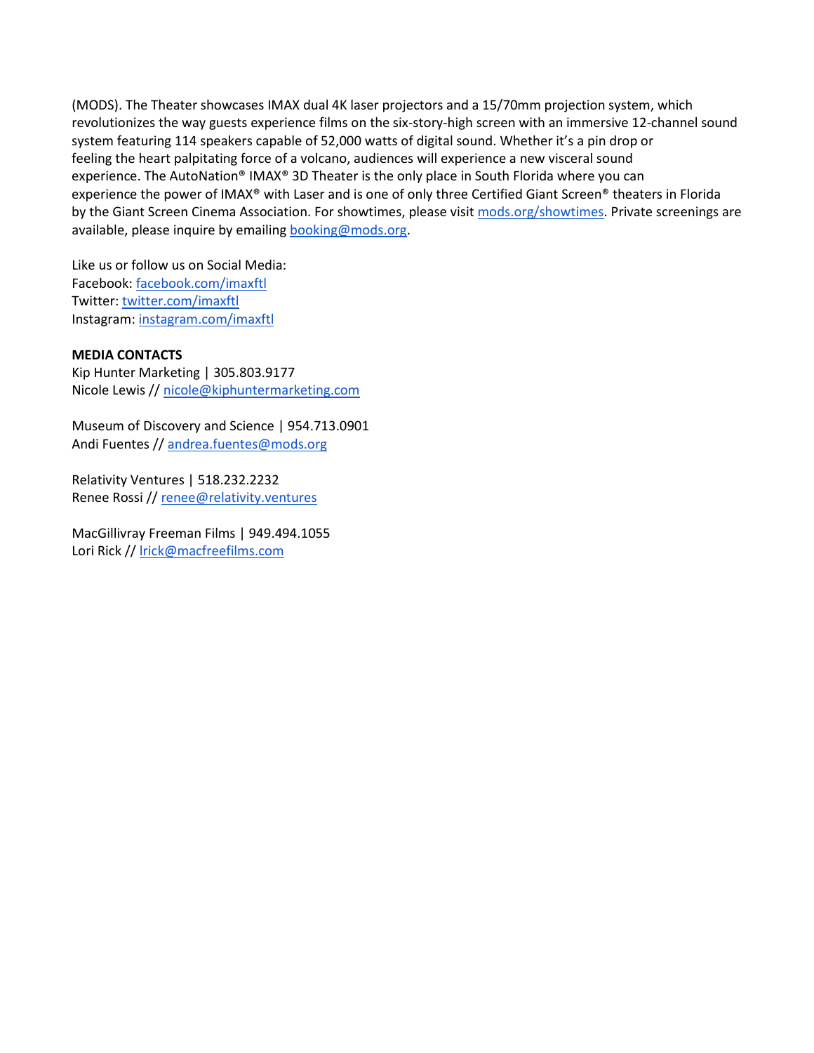(MODS). The Theater showcases IMAX dual 4K laser projectors and a 15/70mm projection system, which revolutionizes the way guests experience films on the six-story-high screen with an immersive 12-channel sound system featuring 114 speakers capable of 52,000 watts of digital sound. Whether it's a pin drop or feeling the heart palpitating force of a volcano, audiences will experience a new visceral sound experience. The AutoNation® IMAX® 3D Theater is the only place in South Florida where you can experience the power of IMAX® with Laser and is one of only three Certified Giant Screen® theaters in Florida by the Giant Screen Cinema Association. For showtimes, please visit mods.org/showtimes. Private screenings are available, please inquire by emailing booking@mods.org.

Like us or follow us on Social Media:
Facebook: facebook.com/imaxftl
Twitter: twitter.com/imaxftl
Instagram: instagram.com/imaxftl

**MEDIA CONTACTS**
Kip Hunter Marketing | 305.803.9177
Nicole Lewis // nicole@kiphuntermarketing.com

Museum of Discovery and Science | 954.713.0901
Andi Fuentes // andrea.fuentes@mods.org

Relativity Ventures | 518.232.2232
Renee Rossi // renee@relativity.ventures

MacGillivray Freeman Films | 949.494.1055
Lori Rick // lrick@macfreefilms.com